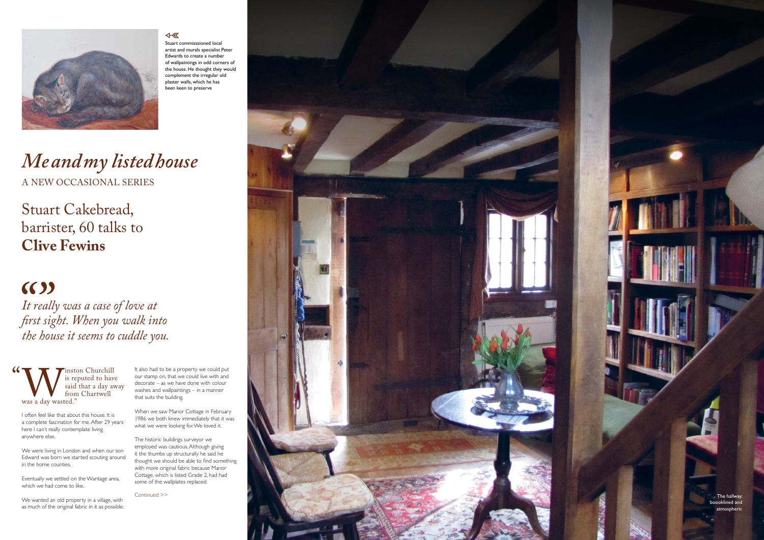Stuart commisssioned local artist and murals specialist Peter Edwards to create a number of wallpaintings in odd corners of the house. He thought they would complement the irregular old plaster walls, which he has been keen to preserve

# *Me and my listed house*

A NEW OCCASIONAL SERIES

## Stuart Cakebread, barrister, 60 talks to **Clive Fewins**

*It really was a case of love at first sight. When you walk into the house it seems to cuddle you.*

"Winston Churchill is reputed to have said that a day away from Chartwell was a day wasted."

I often feel like that about this house. It is a complete fascination for me. After 29 years here I can't really contemplate living anywhere else.

We were living in London and when our son Edward was born we started scouting around in the home counties.

Eventually we settled on the Wantage area, which we had come to like.

We wanted an old property in a village, with as much of the original fabric in it as possible. It also had to be a property we could put our stamp on, that we could live with and decorate – as we have done with colour washes and wallpaintings – in a manner that suits the building.

When we saw Manor Cottage in February 1986 we both knew immediately that it was what we were looking for. We loved it.

The historic buildings surveyor we employed was cautious. Although giving it the thumbs up structurally he said he thought we should be able to find something with more original fabric because Manor Cottage, which is listed Grade 2, had had some of the wallplates replaced.

Continued >>

The hallway: boooklined and atmospheric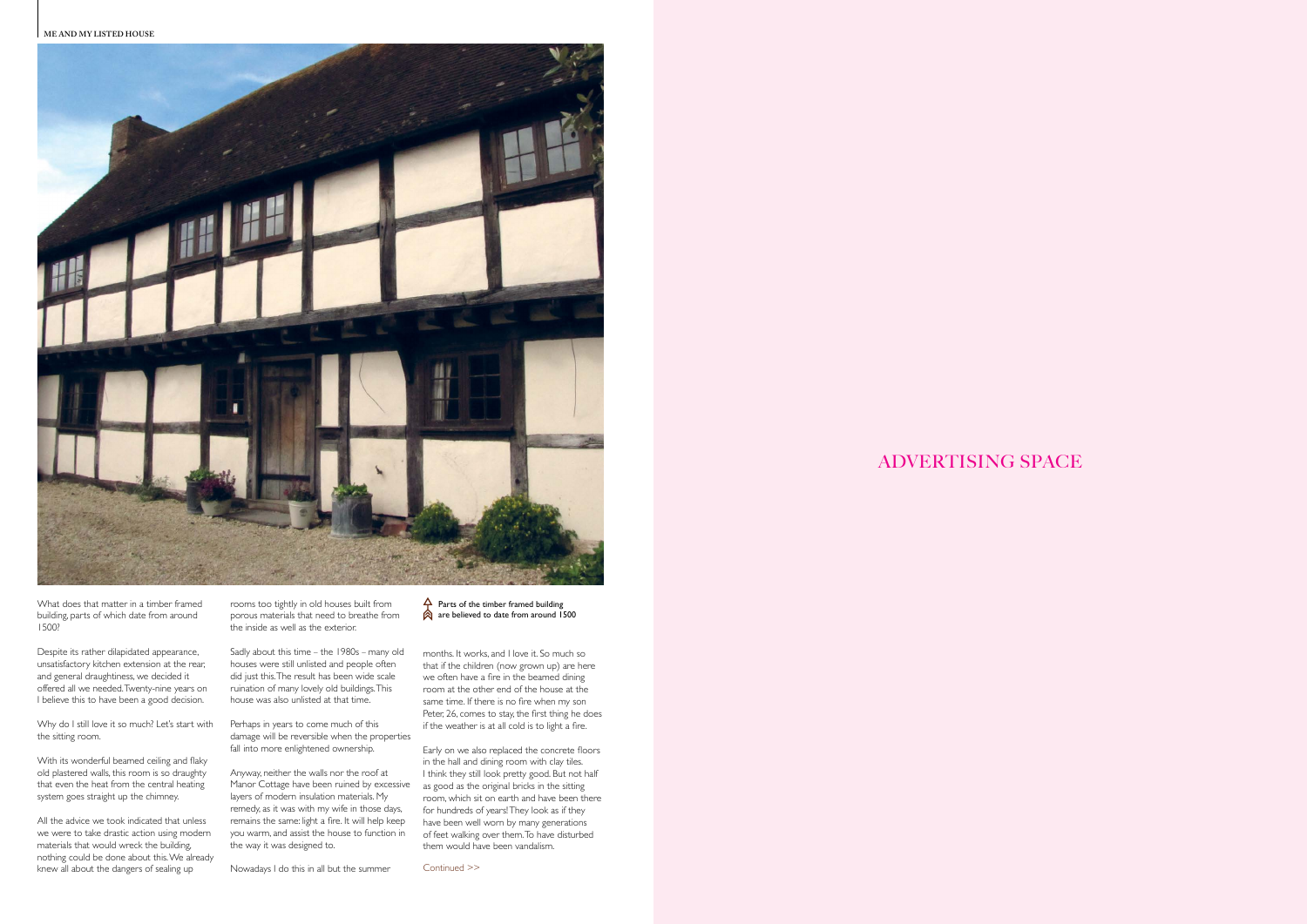What does that matter in a timber framed building, parts of which date from around 1500?

Despite its rather dilapidated appearance, unsatisfactory kitchen extension at the rear, and general draughtiness, we decided it offered all we needed. Twenty-nine years on I believe this to have been a good decision.

Why do I still love it so much? Let's start with the sitting room.

With its wonderful beamed ceiling and flaky old plastered walls, this room is so draughty that even the heat from the central heating system goes straight up the chimney.

All the advice we took indicated that unless we were to take drastic action using modern materials that would wreck the building, nothing could be done about this. We already knew all about the dangers of sealing up rooms too tightly in old houses built from porous materials that need to breathe from the inside as well as the exterior.

Sadly about this time – the 1980s – many old houses were still unlisted and people often did just this. The result has been wide scale ruination of many lovely old buildings. This house was also unlisted at that time.

Perhaps in years to come much of this damage will be reversible when the properties fall into more enlightened ownership.

Anyway, neither the walls nor the roof at Manor Cottage have been ruined by excessive layers of modern insulation materials. My remedy, as it was with my wife in those days, remains the same: light a fire. It will help keep you warm, and assist the house to function in the way it was designed to.

Nowadays I do this in all but the summer months. It works, and I love it. So much so that if the children (now grown up) are here we often have a fire in the beamed dining room at the other end of the house at the same time. If there is no fire when my son Peter, 26, comes to stay, the first thing he does if the weather is at all cold is to light a fire.

Early on we also replaced the concrete floors in the hall and dining room with clay tiles. I think they still look pretty good. But not half as good as the original bricks in the sitting room, which sit on earth and have been there for hundreds of years! They look as if they have been well worn by many generations of feet walking over them. To have disturbed them would have been vandalism.

Continued >>

Parts of the timber framed building are believed to date from around 1500

ADVERTISING SPACE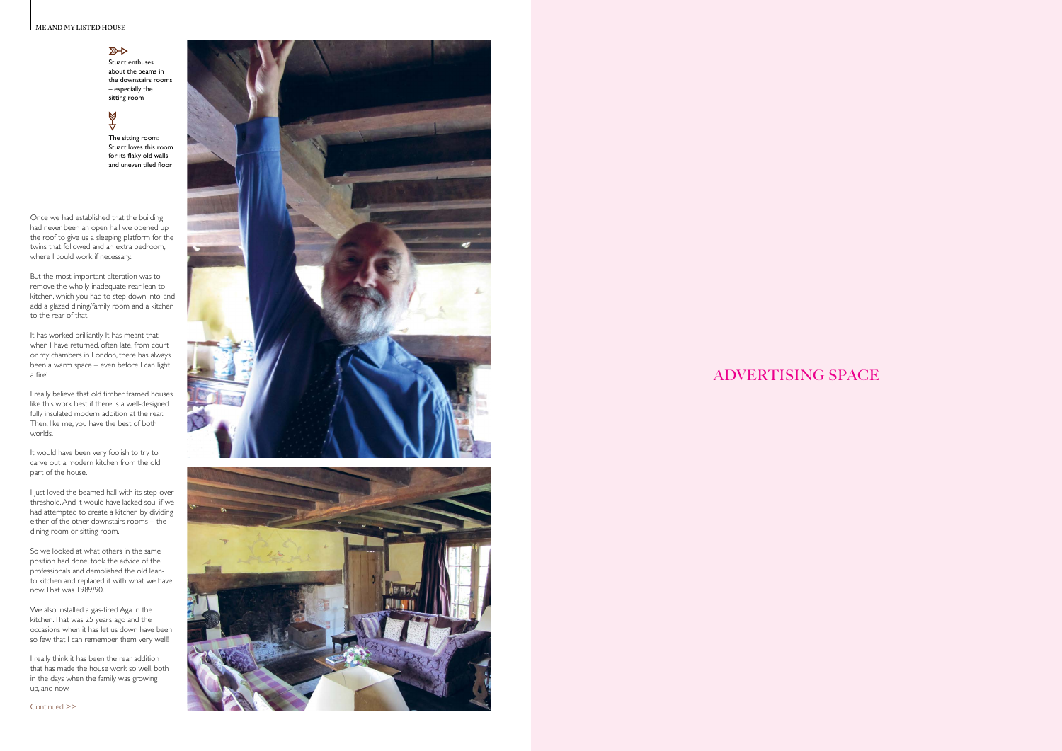Stuart enthuses about the beams in the downstairs rooms – especially the sitting room

The sitting room: Stuart loves this room for its flaky old walls and uneven tiled floor

Once we had established that the building had never been an open hall we opened up the roof to give us a sleeping platform for the twins that followed and an extra bedroom, where I could work if necessary.

But the most important alteration was to remove the wholly inadequate rear lean-to kitchen, which you had to step down into, and add a glazed dining/family room and a kitchen to the rear of that.

It has worked brilliantly. It has meant that when I have returned, often late, from court or my chambers in London, there has always been a warm space – even before I can light a fire!

I really believe that old timber framed houses like this work best if there is a well-designed fully insulated modern addition at the rear. Then, like me, you have the best of both worlds.

It would have been very foolish to try to carve out a modern kitchen from the old part of the house.

I just loved the beamed hall with its step-over threshold. And it would have lacked soul if we had attempted to create a kitchen by dividing either of the other downstairs rooms – the dining room or sitting room.

So we looked at what others in the same position had done, took the advice of the professionals and demolished the old lean-to kitchen and replaced it with what we have now. That was 1989/90.

We also installed a gas-fired Aga in the kitchen. That was 25 years ago and the occasions when it has let us down have been so few that I can remember them very well!

I really think it has been the rear addition that has made the house work so well, both in the days when the family was growing up, and now.

Continued >>

ADVERTISING SPACE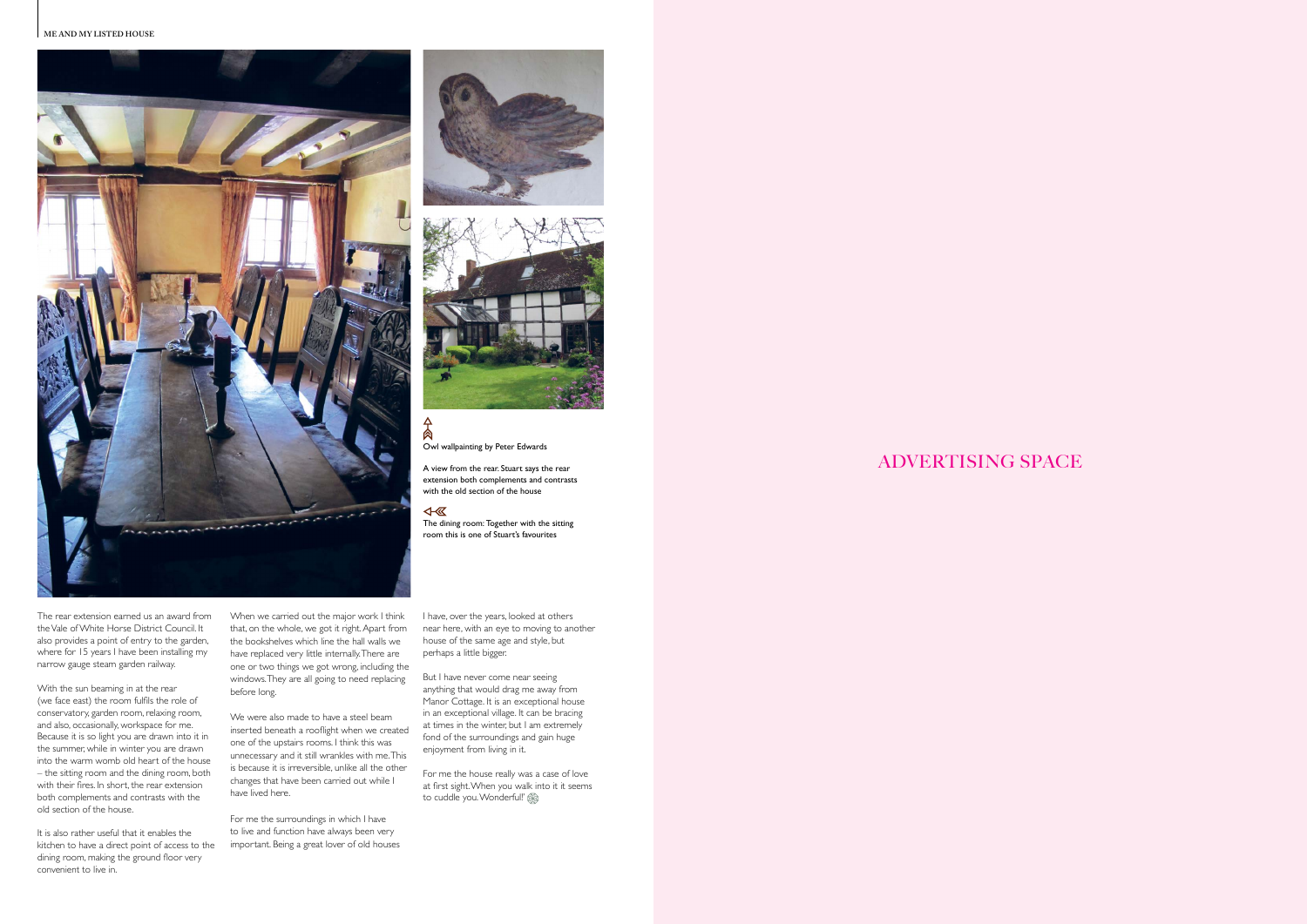Owl wallpainting by Peter Edwards

A view from the rear. Stuart says the rear extension both complements and contrasts with the old section of the house

The dining room: Together with the sitting room this is one of Stuart's favourites

The rear extension earned us an award from the Vale of White Horse District Council. It also provides a point of entry to the garden, where for 15 years I have been installing my narrow gauge steam garden railway.

With the sun beaming in at the rear (we face east) the room fulfils the role of conservatory, garden room, relaxing room, and also, occasionally, workspace for me. Because it is so light you are drawn into it in the summer, while in winter you are drawn into the warm womb old heart of the house – the sitting room and the dining room, both with their fires. In short, the rear extension both complements and contrasts with the old section of the house.

It is also rather useful that it enables the kitchen to have a direct point of access to the dining room, making the ground floor very convenient to live in.

When we carried out the major work I think that, on the whole, we got it right. Apart from the bookshelves which line the hall walls we have replaced very little internally. There are one or two things we got wrong, including the windows. They are all going to need replacing before long.

We were also made to have a steel beam inserted beneath a rooflight when we created one of the upstairs rooms. I think this was unnecessary and it still wrankles with me. This is because it is irreversible, unlike all the other changes that have been carried out while I have lived here.

For me the surroundings in which I have to live and function have always been very important. Being a great lover of old houses I have, over the years, looked at others near here, with an eye to moving to another house of the same age and style, but perhaps a little bigger.

But I have never come near seeing anything that would drag me away from Manor Cottage. It is an exceptional house in an exceptional village. It can be bracing at times in the winter, but I am extremely fond of the surroundings and gain huge enjoyment from living in it.

For me the house really was a case of love at first sight. When you walk into it it seems to cuddle you. Wonderful!'

ADVERTISING SPACE